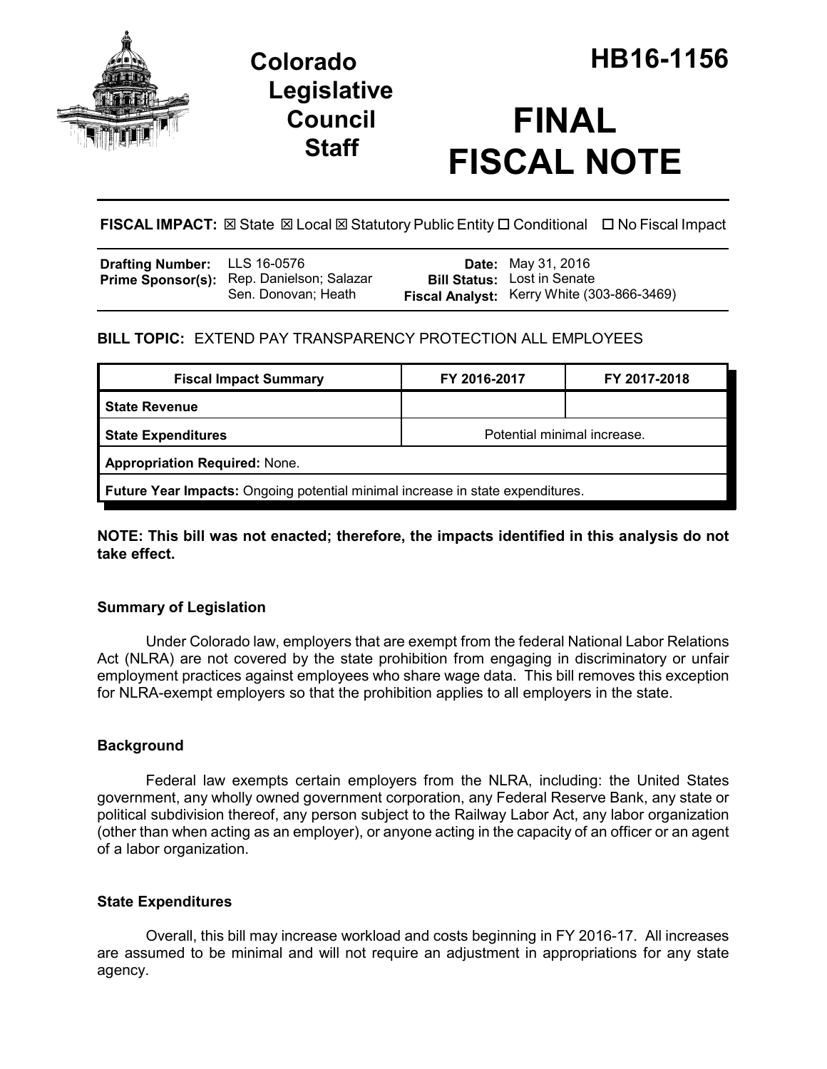# Colorado Legislative Council Staff

# HB16-1156

# FINAL FISCAL NOTE

**FISCAL IMPACT:** ☒ State ☒ Local ☒ Statutory Public Entity ☐ Conditional ☐ No Fiscal Impact

| | | | |
|---|---|---|---|
| **Drafting Number:** | LLS 16-0576 | **Date:** | May 31, 2016 |
| **Prime Sponsor(s):** | Rep. Danielson; Salazar<br>Sen. Donovan; Heath | **Bill Status:** | Lost in Senate |
| | | **Fiscal Analyst:** | Kerry White (303-866-3469) |

**BILL TOPIC:** EXTEND PAY TRANSPARENCY PROTECTION ALL EMPLOYEES

| Fiscal Impact Summary | FY 2016-2017 | FY 2017-2018 |
|---|---|---|
| **State Revenue** | | |
| **State Expenditures** | Potential minimal increase. | |
| **Appropriation Required:** None. | | |
| **Future Year Impacts:** Ongoing potential minimal increase in state expenditures. | | |

**NOTE: This bill was not enacted; therefore, the impacts identified in this analysis do not take effect.**

### Summary of Legislation

Under Colorado law, employers that are exempt from the federal National Labor Relations Act (NLRA) are not covered by the state prohibition from engaging in discriminatory or unfair employment practices against employees who share wage data. This bill removes this exception for NLRA-exempt employers so that the prohibition applies to all employers in the state.

### Background

Federal law exempts certain employers from the NLRA, including: the United States government, any wholly owned government corporation, any Federal Reserve Bank, any state or political subdivision thereof, any person subject to the Railway Labor Act, any labor organization (other than when acting as an employer), or anyone acting in the capacity of an officer or an agent of a labor organization.

### State Expenditures

Overall, this bill may increase workload and costs beginning in FY 2016-17. All increases are assumed to be minimal and will not require an adjustment in appropriations for any state agency.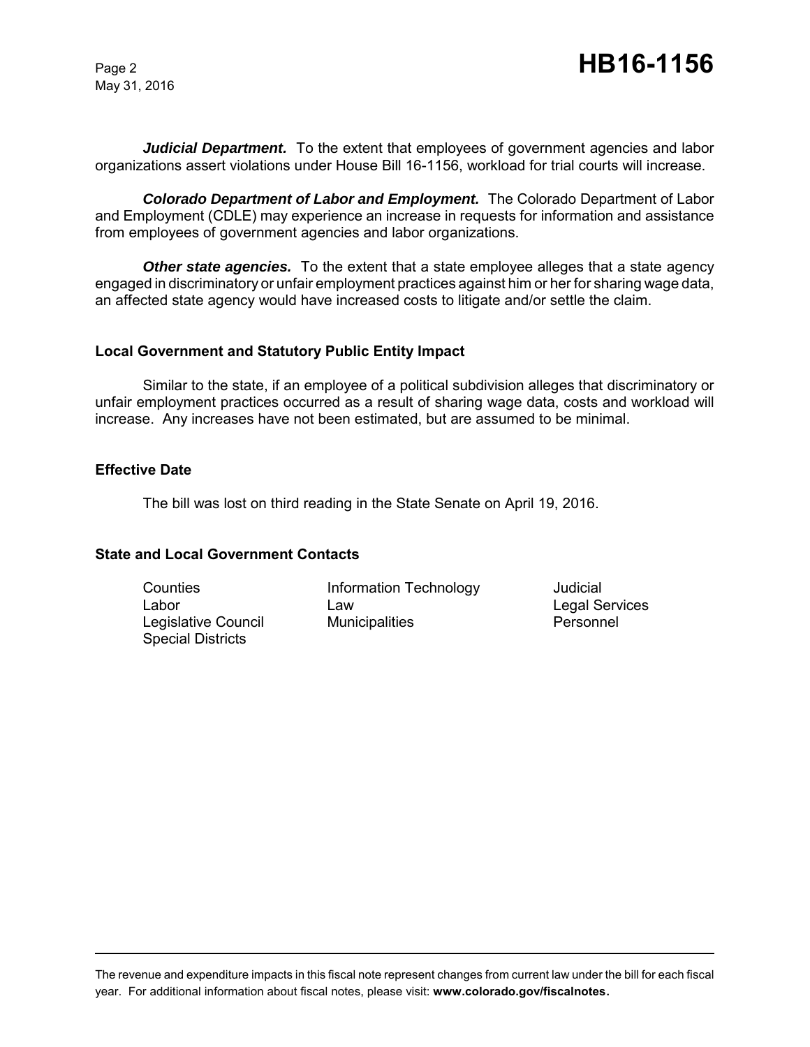***Judicial Department.*** To the extent that employees of government agencies and labor organizations assert violations under House Bill 16-1156, workload for trial courts will increase.

***Colorado Department of Labor and Employment.*** The Colorado Department of Labor and Employment (CDLE) may experience an increase in requests for information and assistance from employees of government agencies and labor organizations.

***Other state agencies.*** To the extent that a state employee alleges that a state agency engaged in discriminatory or unfair employment practices against him or her for sharing wage data, an affected state agency would have increased costs to litigate and/or settle the claim.

## Local Government and Statutory Public Entity Impact

Similar to the state, if an employee of a political subdivision alleges that discriminatory or unfair employment practices occurred as a result of sharing wage data, costs and workload will increase. Any increases have not been estimated, but are assumed to be minimal.

## Effective Date

The bill was lost on third reading in the State Senate on April 19, 2016.

## State and Local Government Contacts

| | | |
|---|---|---|
| Counties | Information Technology | Judicial |
| Labor | Law | Legal Services |
| Legislative Council | Municipalities | Personnel |
| Special Districts | | |

The revenue and expenditure impacts in this fiscal note represent changes from current law under the bill for each fiscal year. For additional information about fiscal notes, please visit: **www.colorado.gov/fiscalnotes.**